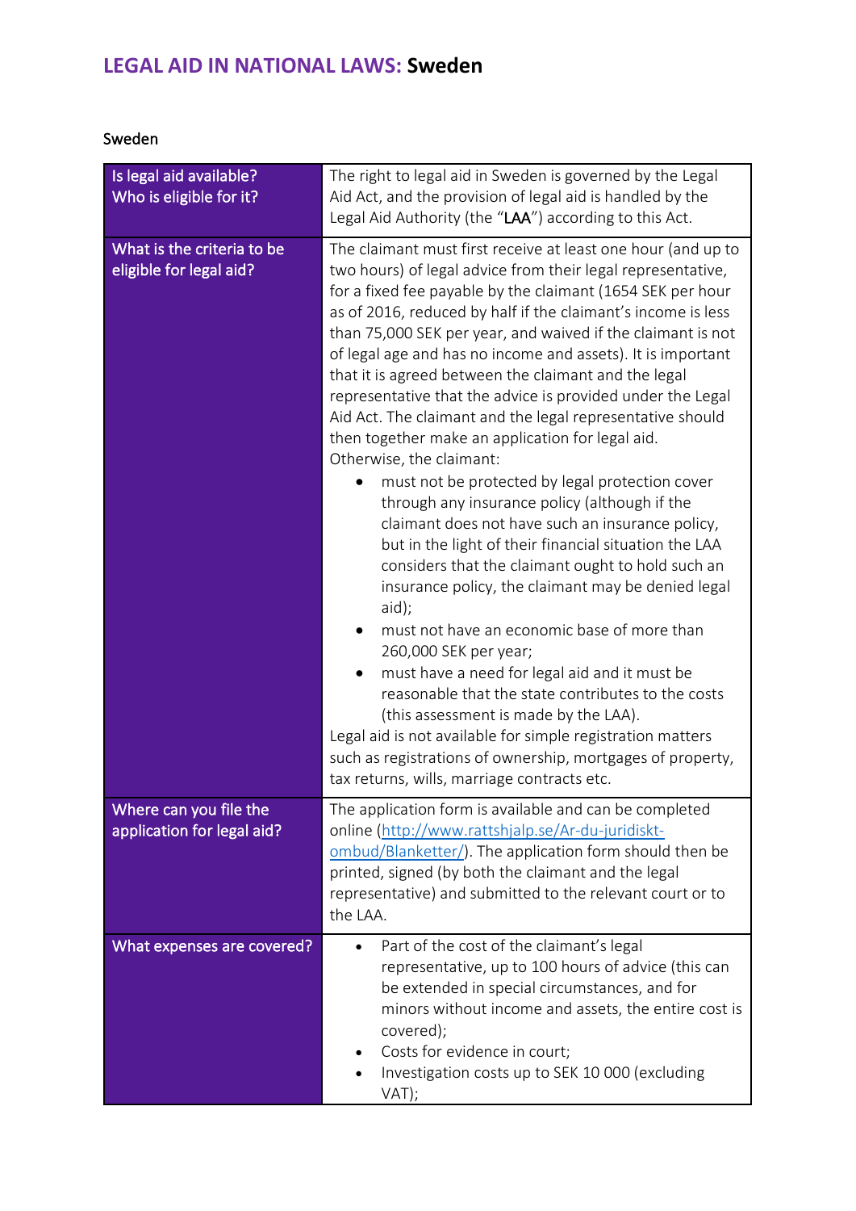# LEGAL AID IN NATIONAL LAWS: **Sweden**

Sweden

| | |
|---|---|
| Is legal aid available? Who is eligible for it? | The right to legal aid in Sweden is governed by the Legal Aid Act, and the provision of legal aid is handled by the Legal Aid Authority (the "**LAA**") according to this Act. |
| What is the criteria to be eligible for legal aid? | The claimant must first receive at least one hour (and up to two hours) of legal advice from their legal representative, for a fixed fee payable by the claimant (1654 SEK per hour as of 2016, reduced by half if the claimant's income is less than 75,000 SEK per year, and waived if the claimant is not of legal age and has no income and assets). It is important that it is agreed between the claimant and the legal representative that the advice is provided under the Legal Aid Act. The claimant and the legal representative should then together make an application for legal aid.<br>Otherwise, the claimant:<br>• must not be protected by legal protection cover through any insurance policy (although if the claimant does not have such an insurance policy, but in the light of their financial situation the LAA considers that the claimant ought to hold such an insurance policy, the claimant may be denied legal aid);<br>• must not have an economic base of more than 260,000 SEK per year;<br>• must have a need for legal aid and it must be reasonable that the state contributes to the costs (this assessment is made by the LAA).<br>Legal aid is not available for simple registration matters such as registrations of ownership, mortgages of property, tax returns, wills, marriage contracts etc. |
| Where can you file the application for legal aid? | The application form is available and can be completed online ([http://www.rattshjalp.se/Ar-du-juridiskt-ombud/Blanketter/](http://www.rattshjalp.se/Ar-du-juridiskt-ombud/Blanketter/)). The application form should then be printed, signed (by both the claimant and the legal representative) and submitted to the relevant court or to the LAA. |
| What expenses are covered? | • Part of the cost of the claimant's legal representative, up to 100 hours of advice (this can be extended in special circumstances, and for minors without income and assets, the entire cost is covered);<br>• Costs for evidence in court;<br>• Investigation costs up to SEK 10 000 (excluding VAT); |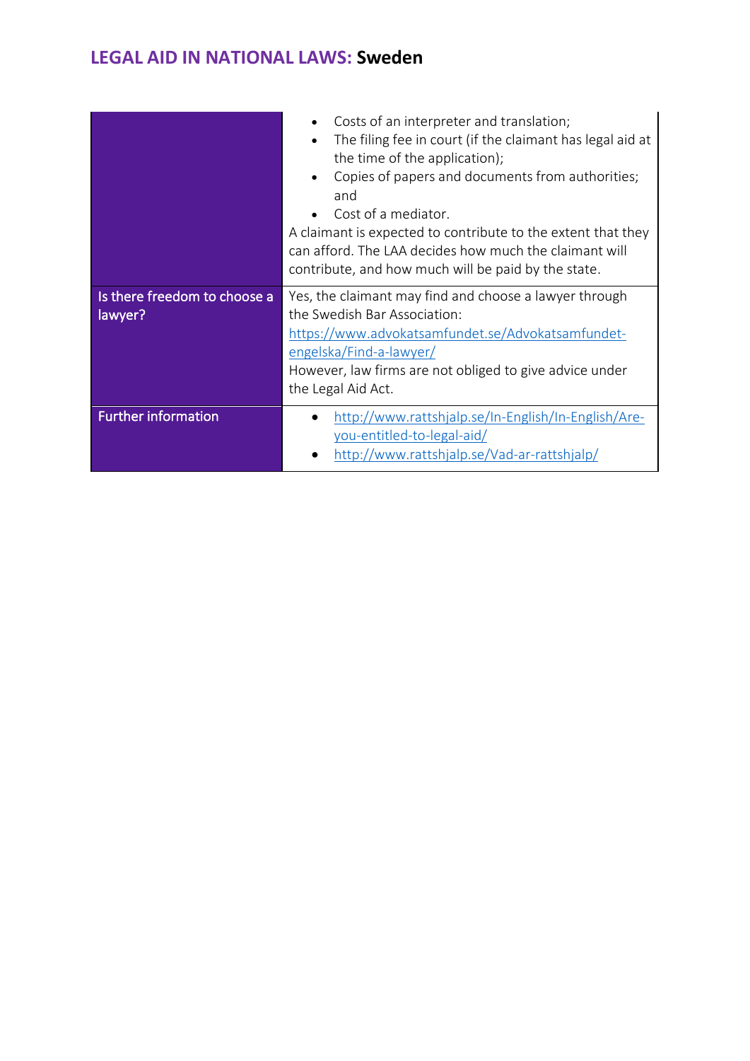## LEGAL AID IN NATIONAL LAWS: Sweden

| | |
|---|---|
| | • Costs of an interpreter and translation;<br>• The filing fee in court (if the claimant has legal aid at the time of the application);<br>• Copies of papers and documents from authorities; and<br>• Cost of a mediator.<br>A claimant is expected to contribute to the extent that they can afford. The LAA decides how much the claimant will contribute, and how much will be paid by the state. |
| Is there freedom to choose a lawyer? | Yes, the claimant may find and choose a lawyer through the Swedish Bar Association: https://www.advokatsamfundet.se/Advokatsamfundet-engelska/Find-a-lawyer/<br>However, law firms are not obliged to give advice under the Legal Aid Act. |
| Further information | • http://www.rattshjalp.se/In-English/In-English/Are-you-entitled-to-legal-aid/<br>• http://www.rattshjalp.se/Vad-ar-rattshjalp/ |